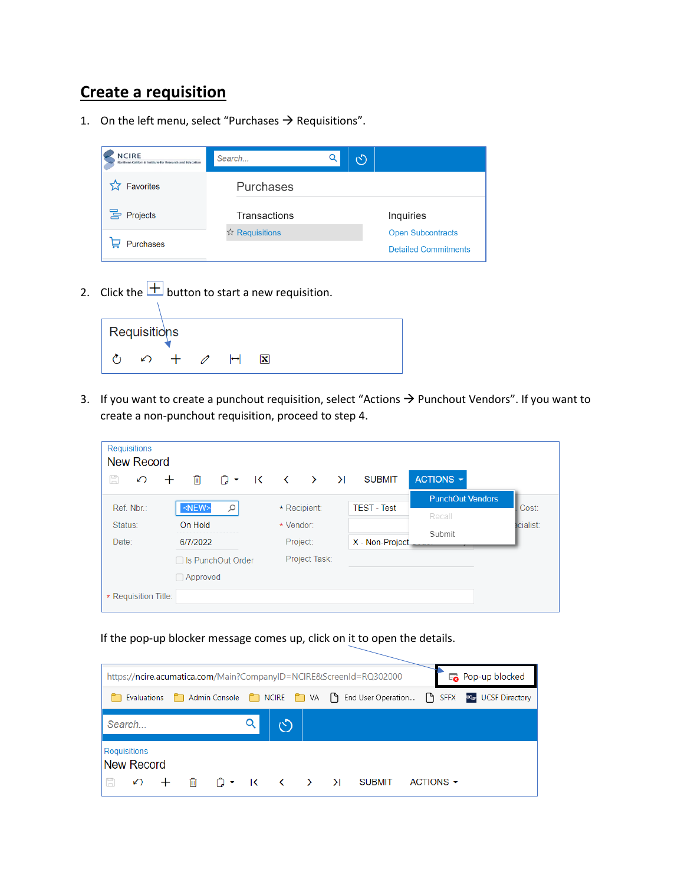## Create a requisition

1. On the left menu, select "Purchases → Requisitions".

2. Click the ⊞ button to start a new requisition.

3. If you want to create a punchout requisition, select "Actions → Punchout Vendors". If you want to create a non-punchout requisition, proceed to step 4.

If the pop-up blocker message comes up, click on it to open the details.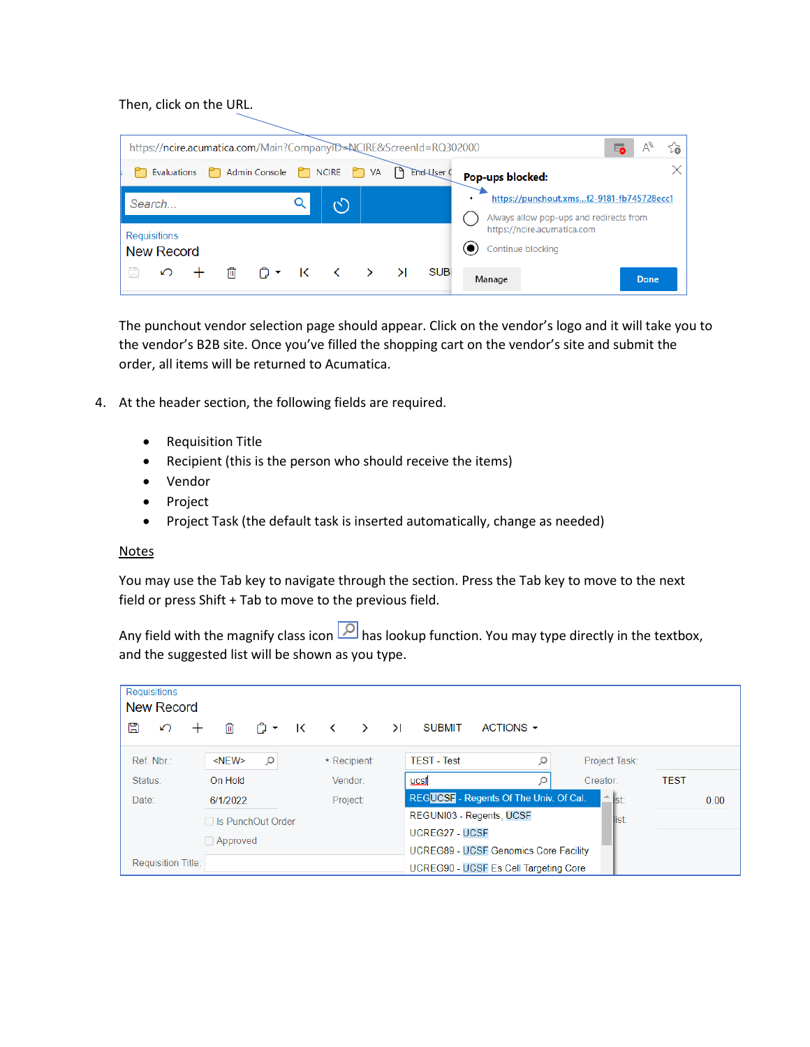Then, click on the URL.

The punchout vendor selection page should appear. Click on the vendor's logo and it will take you to the vendor's B2B site. Once you've filled the shopping cart on the vendor's site and submit the order, all items will be returned to Acumatica.

4. At the header section, the following fields are required.

   - Requisition Title
   - Recipient (this is the person who should receive the items)
   - Vendor
   - Project
   - Project Task (the default task is inserted automatically, change as needed)

<u>Notes</u>

You may use the Tab key to navigate through the section. Press the Tab key to move to the next field or press Shift + Tab to move to the previous field.

Any field with the magnify class icon has lookup function. You may type directly in the textbox, and the suggested list will be shown as you type.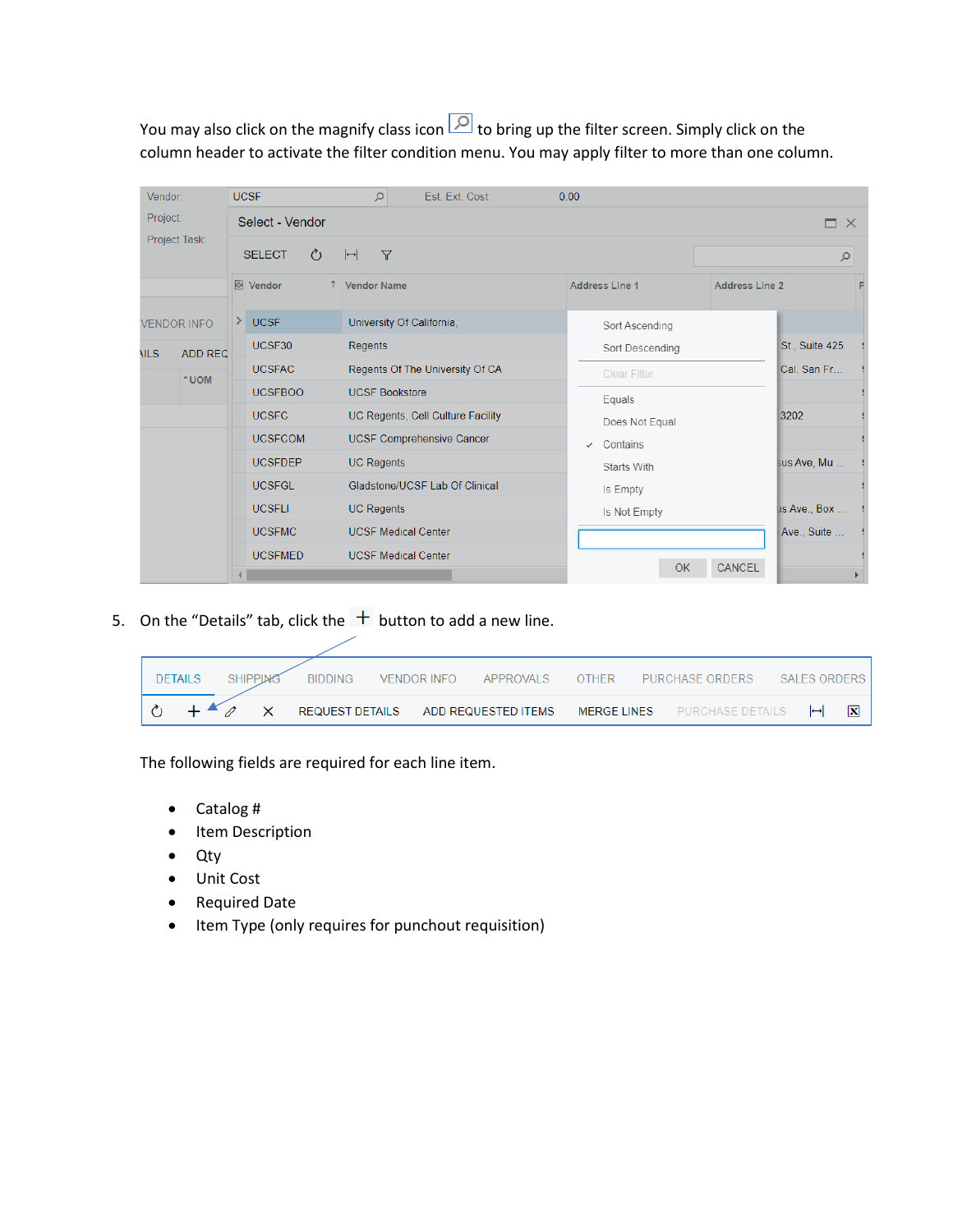You may also click on the magnify class icon to bring up the filter screen. Simply click on the column header to activate the filter condition menu. You may apply filter to more than one column.

5. On the “Details” tab, click the + button to add a new line.

The following fields are required for each line item.

- Catalog #
- Item Description
- Qty
- Unit Cost
- Required Date
- Item Type (only requires for punchout requisition)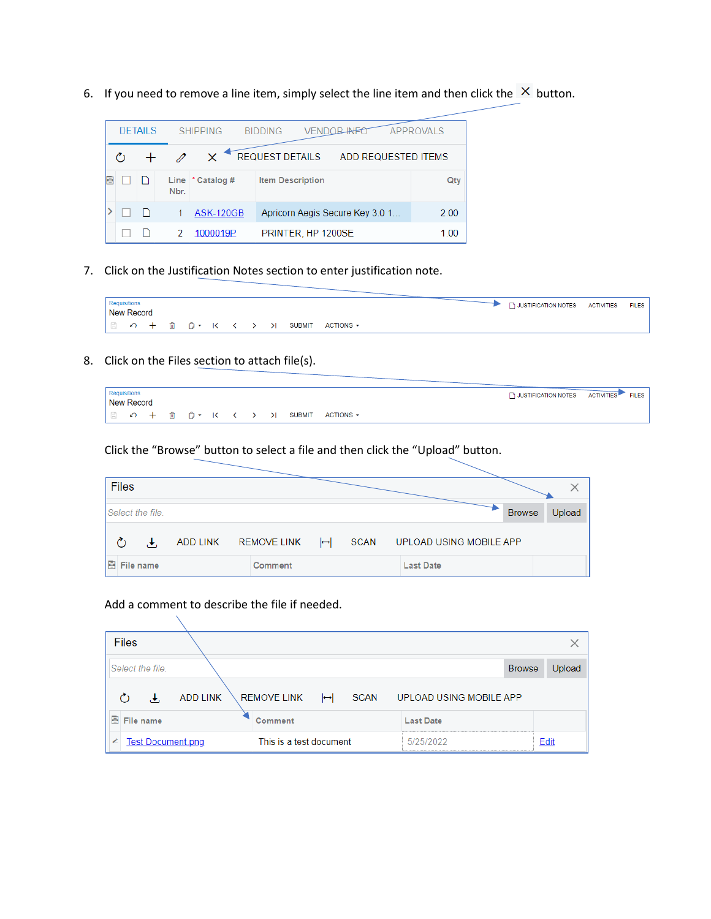6. If you need to remove a line item, simply select the line item and then click the ✕ button.

DETAILS SHIPPING BIDDING VENDOR INFO APPROVALS

REQUEST DETAILS ADD REQUESTED ITEMS

| Line Nbr. | * Catalog # | Item Description | Qty |
|---|---|---|---|
| 1 | ASK-120GB | Apricorn Aegis Secure Key 3.0 1... | 2.00 |
| 2 | 1000019P | PRINTER, HP 1200SE | 1.00 |

7. Click on the Justification Notes section to enter justification note.

Requisitions
New Record
SUBMIT ACTIONS
JUSTIFICATION NOTES ACTIVITIES FILES

8. Click on the Files section to attach file(s).

Requisitions
New Record
SUBMIT ACTIONS
JUSTIFICATION NOTES ACTIVITIES FILES

Click the “Browse” button to select a file and then click the “Upload” button.

Files

Select the file. Browse Upload

ADD LINK REMOVE LINK SCAN UPLOAD USING MOBILE APP

| File name | Comment | Last Date |
|---|---|---|

Add a comment to describe the file if needed.

Files

Select the file. Browse Upload

ADD LINK REMOVE LINK SCAN UPLOAD USING MOBILE APP

| File name | Comment | Last Date | |
|---|---|---|---|
| Test Document.png | This is a test document | 5/25/2022 | Edit |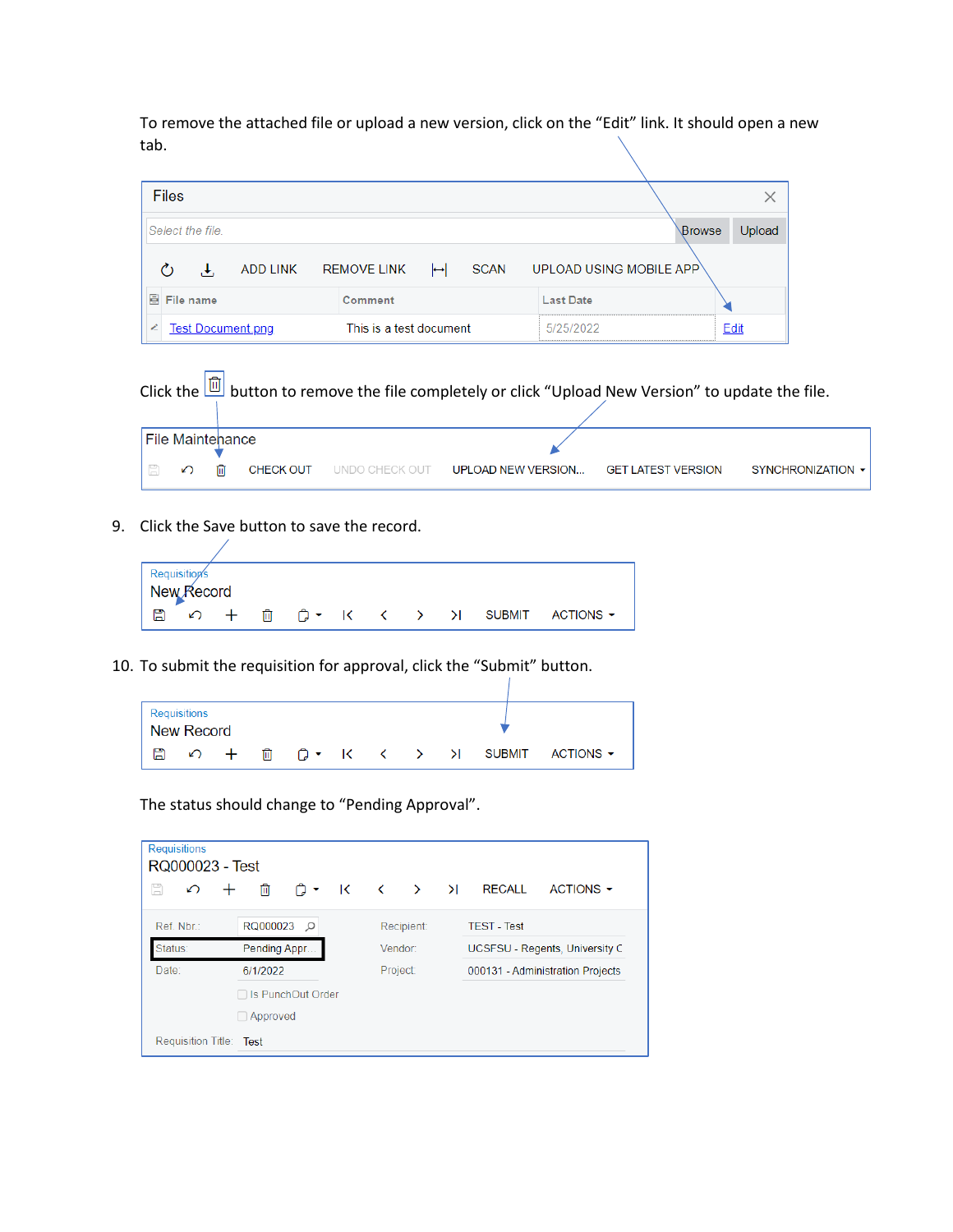To remove the attached file or upload a new version, click on the "Edit" link. It should open a new tab.

Files

Select the file. | Browse | Upload

ADD LINK | REMOVE LINK | SCAN | UPLOAD USING MOBILE APP

| File name | Comment | Last Date | |
|---|---|---|---|
| Test Document.png | This is a test document | 5/25/2022 | Edit |

Click the button to remove the file completely or click "Upload New Version" to update the file.

File Maintenance

CHECK OUT | UNDO CHECK OUT | UPLOAD NEW VERSION... | GET LATEST VERSION | SYNCHRONIZATION

9. Click the Save button to save the record.

Requisitions
New Record

SUBMIT | ACTIONS

10. To submit the requisition for approval, click the "Submit" button.

Requisitions
New Record

SUBMIT | ACTIONS

The status should change to "Pending Approval".

Requisitions
RQ000023 - Test

RECALL | ACTIONS

| | | | |
|---|---|---|---|
| Ref. Nbr.: | RQ000023 | Recipient: | TEST - Test |
| Status: | Pending Appr... | Vendor: | UCSFSU - Regents, University C |
| Date: | 6/1/2022 | Project: | 000131 - Administration Projects |
| | Is PunchOut Order | | |
| | Approved | | |
| Requisition Title: | Test | | |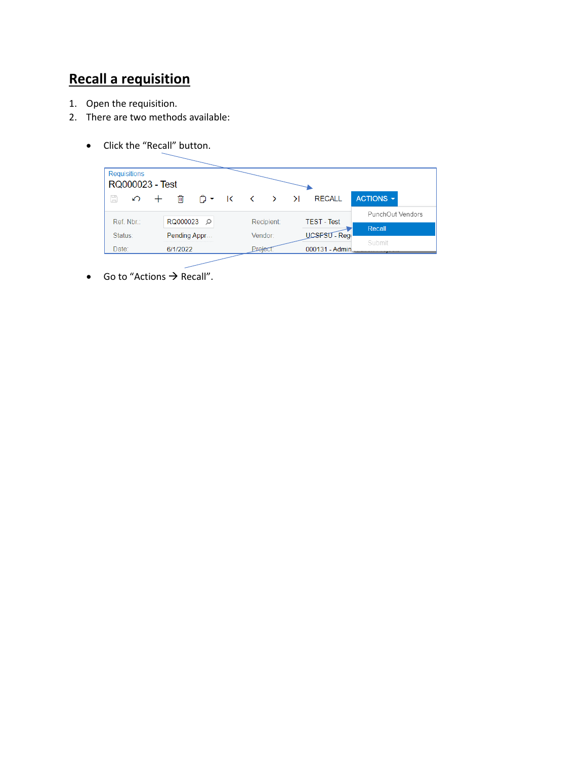# Recall a requisition

1. Open the requisition.
2. There are two methods available:

- Click the "Recall" button.

- Go to "Actions → Recall".